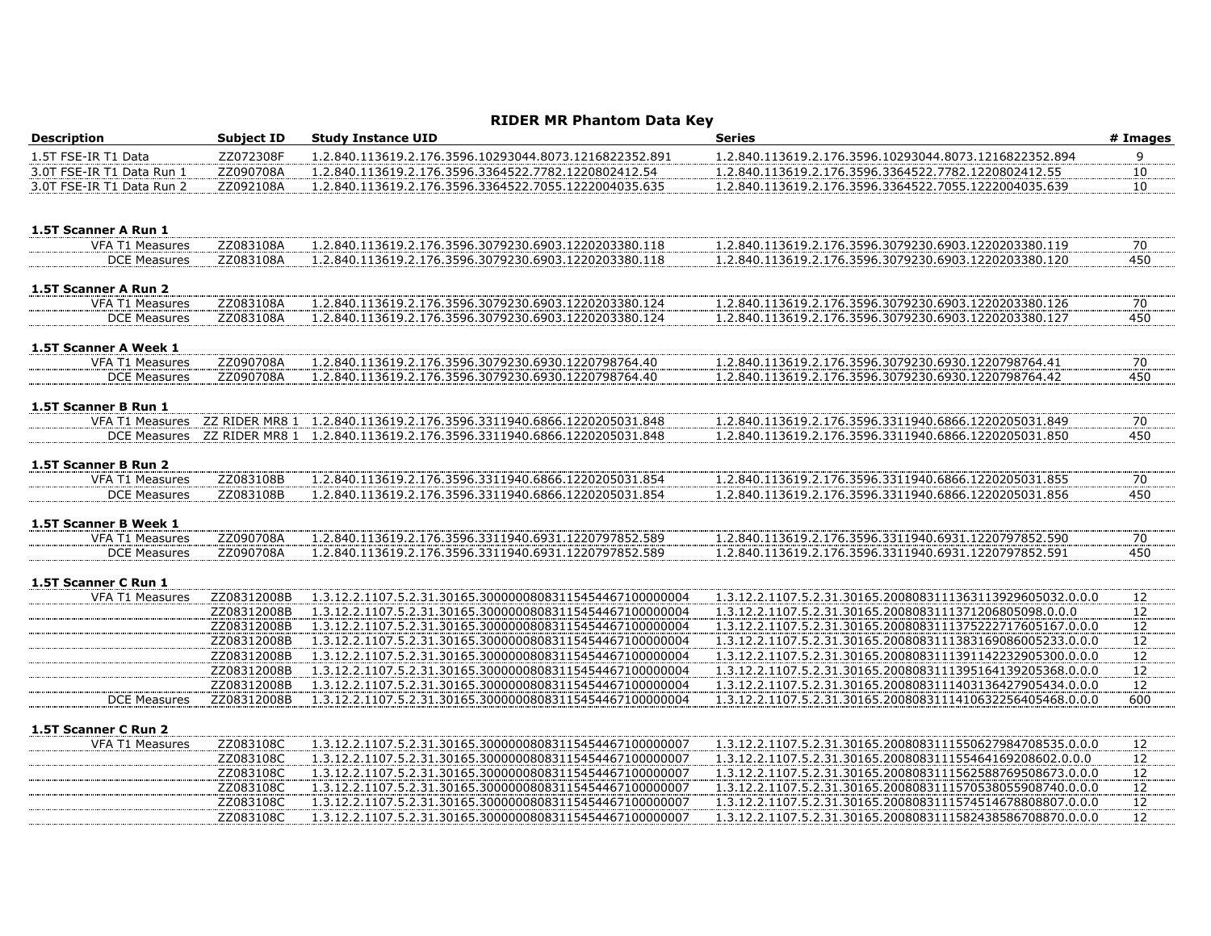# RIDER MR Phantom Data Key

| Description | Subject ID | Study Instance UID | Series | # Images |
|---|---|---|---|---|
| 1.5T FSE-IR T1 Data | ZZ072308F | 1.2.840.113619.2.176.3596.10293044.8073.1216822352.891 | 1.2.840.113619.2.176.3596.10293044.8073.1216822352.894 | 9 |
| 3.0T FSE-IR T1 Data Run 1 | ZZ090708A | 1.2.840.113619.2.176.3596.3364522.7782.1220802412.54 | 1.2.840.113619.2.176.3596.3364522.7782.1220802412.55 | 10 |
| 3.0T FSE-IR T1 Data Run 2 | ZZ092108A | 1.2.840.113619.2.176.3596.3364522.7055.1222004035.635 | 1.2.840.113619.2.176.3596.3364522.7055.1222004035.639 | 10 |
| | | | | |
| **1.5T Scanner A Run 1** | | | | |
| VFA T1 Measures | ZZ083108A | 1.2.840.113619.2.176.3596.3079230.6903.1220203380.118 | 1.2.840.113619.2.176.3596.3079230.6903.1220203380.119 | 70 |
| DCE Measures | ZZ083108A | 1.2.840.113619.2.176.3596.3079230.6903.1220203380.118 | 1.2.840.113619.2.176.3596.3079230.6903.1220203380.120 | 450 |
| **1.5T Scanner A Run 2** | | | | |
| VFA T1 Measures | ZZ083108A | 1.2.840.113619.2.176.3596.3079230.6903.1220203380.124 | 1.2.840.113619.2.176.3596.3079230.6903.1220203380.126 | 70 |
| DCE Measures | ZZ083108A | 1.2.840.113619.2.176.3596.3079230.6903.1220203380.124 | 1.2.840.113619.2.176.3596.3079230.6903.1220203380.127 | 450 |
| **1.5T Scanner A Week 1** | | | | |
| VFA T1 Measures | ZZ090708A | 1.2.840.113619.2.176.3596.3079230.6930.1220798764.40 | 1.2.840.113619.2.176.3596.3079230.6930.1220798764.41 | 70 |
| DCE Measures | ZZ090708A | 1.2.840.113619.2.176.3596.3079230.6930.1220798764.40 | 1.2.840.113619.2.176.3596.3079230.6930.1220798764.42 | 450 |
| **1.5T Scanner B Run 1** | | | | |
| VFA T1 Measures | ZZ RIDER MR8 1 | 1.2.840.113619.2.176.3596.3311940.6866.1220205031.848 | 1.2.840.113619.2.176.3596.3311940.6866.1220205031.849 | 70 |
| DCE Measures | ZZ RIDER MR8 1 | 1.2.840.113619.2.176.3596.3311940.6866.1220205031.848 | 1.2.840.113619.2.176.3596.3311940.6866.1220205031.850 | 450 |
| **1.5T Scanner B Run 2** | | | | |
| VFA T1 Measures | ZZ083108B | 1.2.840.113619.2.176.3596.3311940.6866.1220205031.854 | 1.2.840.113619.2.176.3596.3311940.6866.1220205031.855 | 70 |
| DCE Measures | ZZ083108B | 1.2.840.113619.2.176.3596.3311940.6866.1220205031.854 | 1.2.840.113619.2.176.3596.3311940.6866.1220205031.856 | 450 |
| **1.5T Scanner B Week 1** | | | | |
| VFA T1 Measures | ZZ090708A | 1.2.840.113619.2.176.3596.3311940.6931.1220797852.589 | 1.2.840.113619.2.176.3596.3311940.6931.1220797852.590 | 70 |
| DCE Measures | ZZ090708A | 1.2.840.113619.2.176.3596.3311940.6931.1220797852.589 | 1.2.840.113619.2.176.3596.3311940.6931.1220797852.591 | 450 |
| **1.5T Scanner C Run 1** | | | | |
| VFA T1 Measures | ZZ08312008B | 1.3.12.2.1107.5.2.31.30165.30000008083115454467100000004 | 1.3.12.2.1107.5.2.31.30165.2008083111363113929605032.0.0.0 | 12 |
| | ZZ08312008B | 1.3.12.2.1107.5.2.31.30165.30000008083115454467100000004 | 1.3.12.2.1107.5.2.31.30165.2008083111371206805098.0.0.0 | 12 |
| | ZZ08312008B | 1.3.12.2.1107.5.2.31.30165.30000008083115454467100000004 | 1.3.12.2.1107.5.2.31.30165.2008083111375222717605167.0.0.0 | 12 |
| | ZZ08312008B | 1.3.12.2.1107.5.2.31.30165.30000008083115454467100000004 | 1.3.12.2.1107.5.2.31.30165.2008083111383169086005233.0.0.0 | 12 |
| | ZZ08312008B | 1.3.12.2.1107.5.2.31.30165.30000008083115454467100000004 | 1.3.12.2.1107.5.2.31.30165.2008083111391142232905300.0.0.0 | 12 |
| | ZZ08312008B | 1.3.12.2.1107.5.2.31.30165.30000008083115454467100000004 | 1.3.12.2.1107.5.2.31.30165.2008083111395164139205368.0.0.0 | 12 |
| | ZZ08312008B | 1.3.12.2.1107.5.2.31.30165.30000008083115454467100000004 | 1.3.12.2.1107.5.2.31.30165.2008083111403136427905434.0.0.0 | 12 |
| DCE Measures | ZZ08312008B | 1.3.12.2.1107.5.2.31.30165.30000008083115454467100000004 | 1.3.12.2.1107.5.2.31.30165.2008083111410632256405468.0.0.0 | 600 |
| **1.5T Scanner C Run 2** | | | | |
| VFA T1 Measures | ZZ083108C | 1.3.12.2.1107.5.2.31.30165.30000008083115454467100000007 | 1.3.12.2.1107.5.2.31.30165.2008083111550627984708535.0.0.0 | 12 |
| | ZZ083108C | 1.3.12.2.1107.5.2.31.30165.30000008083115454467100000007 | 1.3.12.2.1107.5.2.31.30165.2008083111555464169208602.0.0.0 | 12 |
| | ZZ083108C | 1.3.12.2.1107.5.2.31.30165.30000008083115454467100000007 | 1.3.12.2.1107.5.2.31.30165.2008083111562588769508673.0.0.0 | 12 |
| | ZZ083108C | 1.3.12.2.1107.5.2.31.30165.30000008083115454467100000007 | 1.3.12.2.1107.5.2.31.30165.2008083111570538055908740.0.0.0 | 12 |
| | ZZ083108C | 1.3.12.2.1107.5.2.31.30165.30000008083115454467100000007 | 1.3.12.2.1107.5.2.31.30165.2008083111574514678808807.0.0.0 | 12 |
| | ZZ083108C | 1.3.12.2.1107.5.2.31.30165.30000008083115454467100000007 | 1.3.12.2.1107.5.2.31.30165.2008083111582438586708870.0.0.0 | 12 |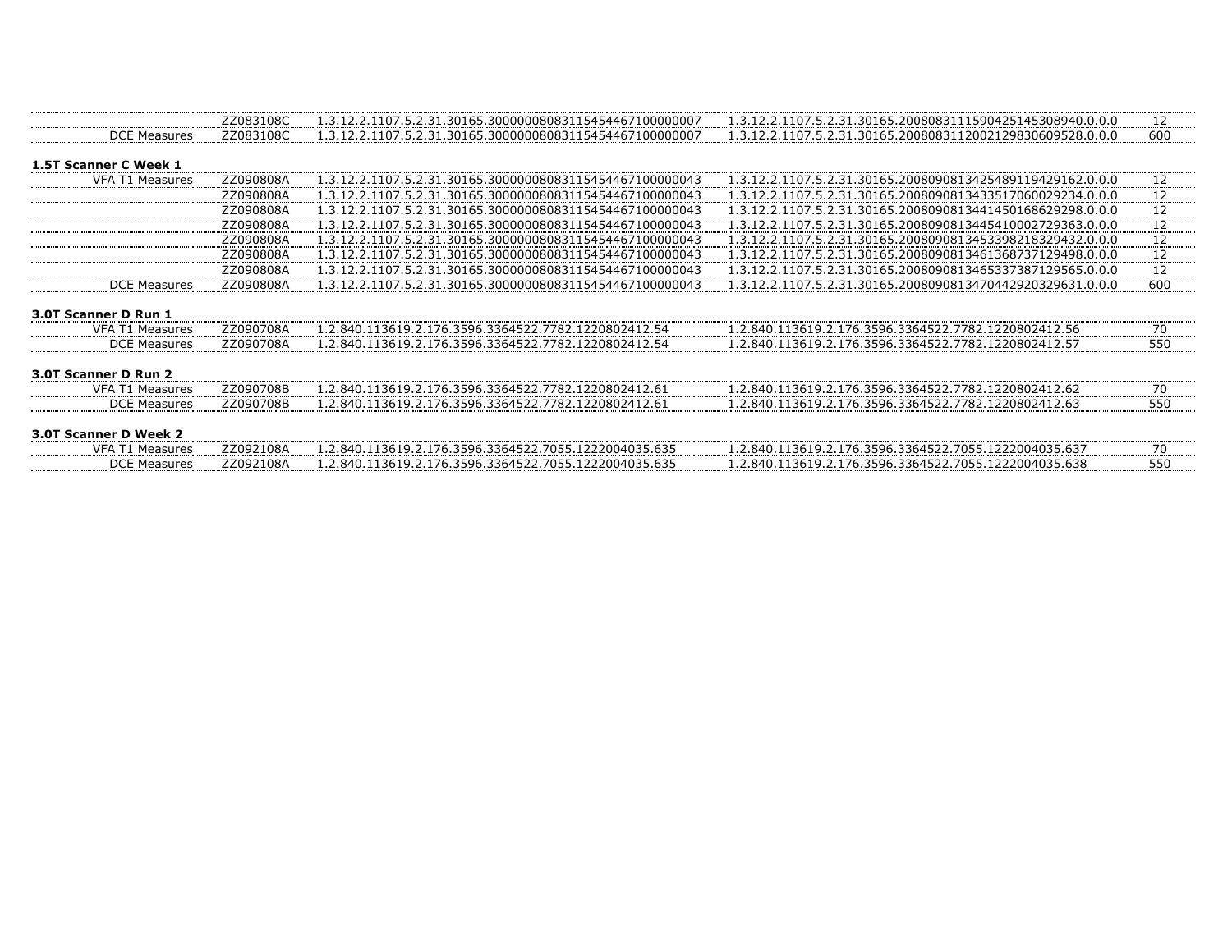| | | | | |
|---|---|---|---|---|
| | ZZ083108C | 1.3.12.2.1107.5.2.31.30165.30000008083115454467100000007 | 1.3.12.2.1107.5.2.31.30165.2008083111590425145308940.0.0.0 | 12 |
| DCE Measures | ZZ083108C | 1.3.12.2.1107.5.2.31.30165.30000008083115454467100000007 | 1.3.12.2.1107.5.2.31.30165.2008083112002129830609528.0.0.0 | 600 |
| **1.5T Scanner C Week 1** | | | | |
| VFA T1 Measures | ZZ090808A | 1.3.12.2.1107.5.2.31.30165.30000008083115454467100000043 | 1.3.12.2.1107.5.2.31.30165.2008090813425489119429162.0.0.0 | 12 |
| | ZZ090808A | 1.3.12.2.1107.5.2.31.30165.30000008083115454467100000043 | 1.3.12.2.1107.5.2.31.30165.2008090813433517060029234.0.0.0 | 12 |
| | ZZ090808A | 1.3.12.2.1107.5.2.31.30165.30000008083115454467100000043 | 1.3.12.2.1107.5.2.31.30165.2008090813441450168629298.0.0.0 | 12 |
| | ZZ090808A | 1.3.12.2.1107.5.2.31.30165.30000008083115454467100000043 | 1.3.12.2.1107.5.2.31.30165.2008090813445410002729363.0.0.0 | 12 |
| | ZZ090808A | 1.3.12.2.1107.5.2.31.30165.30000008083115454467100000043 | 1.3.12.2.1107.5.2.31.30165.2008090813453398218329432.0.0.0 | 12 |
| | ZZ090808A | 1.3.12.2.1107.5.2.31.30165.30000008083115454467100000043 | 1.3.12.2.1107.5.2.31.30165.2008090813461368737129498.0.0.0 | 12 |
| | ZZ090808A | 1.3.12.2.1107.5.2.31.30165.30000008083115454467100000043 | 1.3.12.2.1107.5.2.31.30165.2008090813465337387129565.0.0.0 | 12 |
| DCE Measures | ZZ090808A | 1.3.12.2.1107.5.2.31.30165.30000008083115454467100000043 | 1.3.12.2.1107.5.2.31.30165.2008090813470442920329631.0.0.0 | 600 |
| **3.0T Scanner D Run 1** | | | | |
| VFA T1 Measures | ZZ090708A | 1.2.840.113619.2.176.3596.3364522.7782.1220802412.54 | 1.2.840.113619.2.176.3596.3364522.7782.1220802412.56 | 70 |
| DCE Measures | ZZ090708A | 1.2.840.113619.2.176.3596.3364522.7782.1220802412.54 | 1.2.840.113619.2.176.3596.3364522.7782.1220802412.57 | 550 |
| **3.0T Scanner D Run 2** | | | | |
| VFA T1 Measures | ZZ090708B | 1.2.840.113619.2.176.3596.3364522.7782.1220802412.61 | 1.2.840.113619.2.176.3596.3364522.7782.1220802412.62 | 70 |
| DCE Measures | ZZ090708B | 1.2.840.113619.2.176.3596.3364522.7782.1220802412.61 | 1.2.840.113619.2.176.3596.3364522.7782.1220802412.63 | 550 |
| **3.0T Scanner D Week 2** | | | | |
| VFA T1 Measures | ZZ092108A | 1.2.840.113619.2.176.3596.3364522.7055.1222004035.635 | 1.2.840.113619.2.176.3596.3364522.7055.1222004035.637 | 70 |
| DCE Measures | ZZ092108A | 1.2.840.113619.2.176.3596.3364522.7055.1222004035.635 | 1.2.840.113619.2.176.3596.3364522.7055.1222004035.638 | 550 |